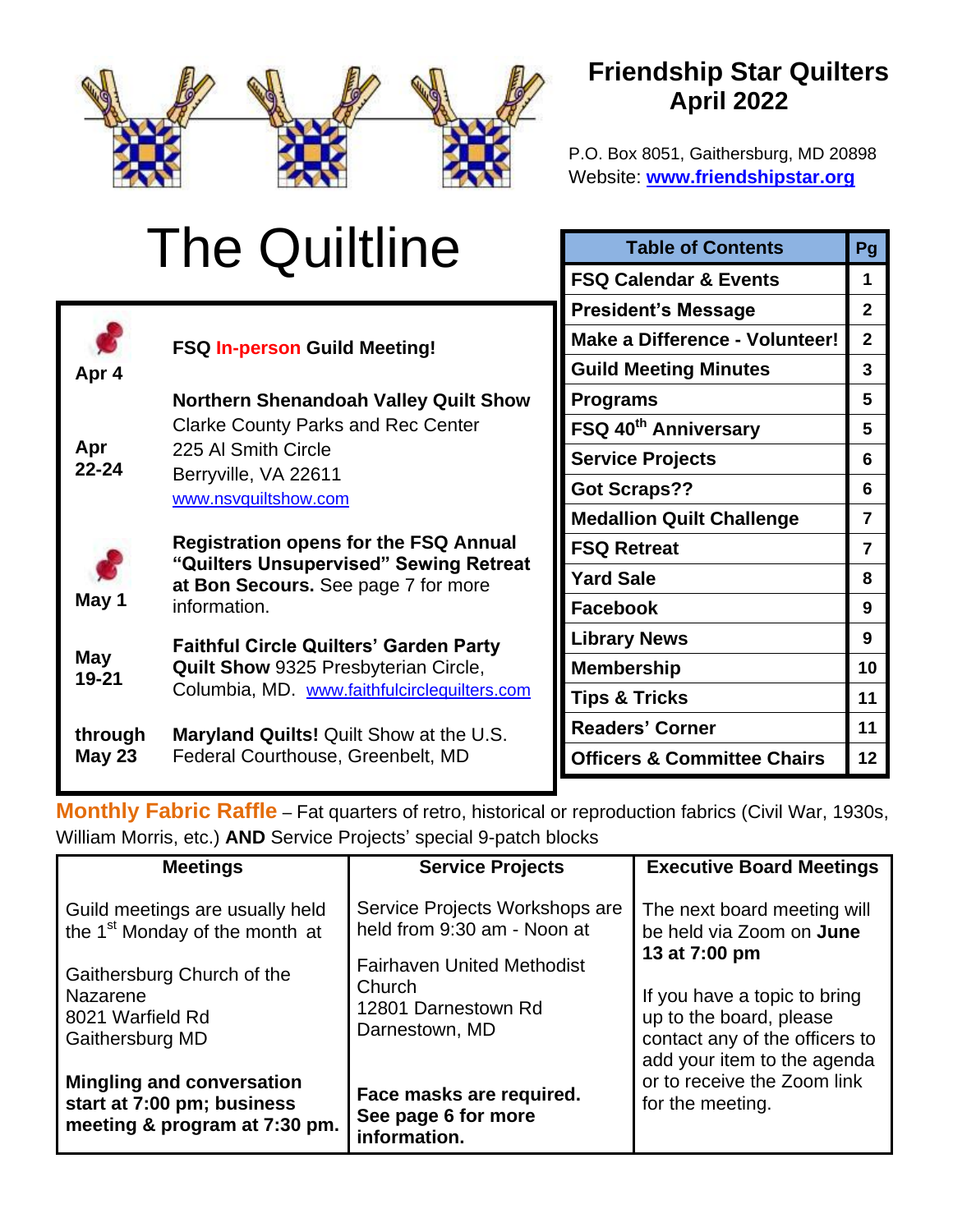# Friendship Star Quilters
## April 2022

P.O. Box 8051, Gaithersburg, MD 20898
Website: **www.friendshipstar.org**

# The Quiltline

| Date | Event |
|---|---|
| Apr 4 | **FSQ In-person Guild Meeting!** |
| Apr 22-24 | **Northern Shenandoah Valley Quilt Show** Clarke County Parks and Rec Center 225 Al Smith Circle Berryville, VA 22611 www.nsvquiltshow.com |
| May 1 | **Registration opens for the FSQ Annual "Quilters Unsupervised" Sewing Retreat at Bon Secours.** See page 7 for more information. |
| May 19-21 | **Faithful Circle Quilters' Garden Party Quilt Show** 9325 Presbyterian Circle, Columbia, MD. www.faithfulcirclequilters.com |
| through May 23 | **Maryland Quilts!** Quilt Show at the U.S. Federal Courthouse, Greenbelt, MD |

| Table of Contents | Pg |
|---|---|
| FSQ Calendar & Events | 1 |
| President's Message | 2 |
| Make a Difference - Volunteer! | 2 |
| Guild Meeting Minutes | 3 |
| Programs | 5 |
| FSQ 40th Anniversary | 5 |
| Service Projects | 6 |
| Got Scraps?? | 6 |
| Medallion Quilt Challenge | 7 |
| FSQ Retreat | 7 |
| Yard Sale | 8 |
| Facebook | 9 |
| Library News | 9 |
| Membership | 10 |
| Tips & Tricks | 11 |
| Readers' Corner | 11 |
| Officers & Committee Chairs | 12 |

**Monthly Fabric Raffle** – Fat quarters of retro, historical or reproduction fabrics (Civil War, 1930s, William Morris, etc.) **AND** Service Projects' special 9-patch blocks

| Meetings | Service Projects | Executive Board Meetings |
|---|---|---|
| Guild meetings are usually held the 1st Monday of the month at<br><br>Gaithersburg Church of the Nazarene<br>8021 Warfield Rd<br>Gaithersburg MD<br><br>**Mingling and conversation start at 7:00 pm; business meeting & program at 7:30 pm.** | Service Projects Workshops are held from 9:30 am - Noon at<br><br>Fairhaven United Methodist Church<br>12801 Darnestown Rd<br>Darnestown, MD<br><br>**Face masks are required. See page 6 for more information.** | The next board meeting will be held via Zoom on **June 13 at 7:00 pm**<br><br>If you have a topic to bring up to the board, please contact any of the officers to add your item to the agenda or to receive the Zoom link for the meeting. |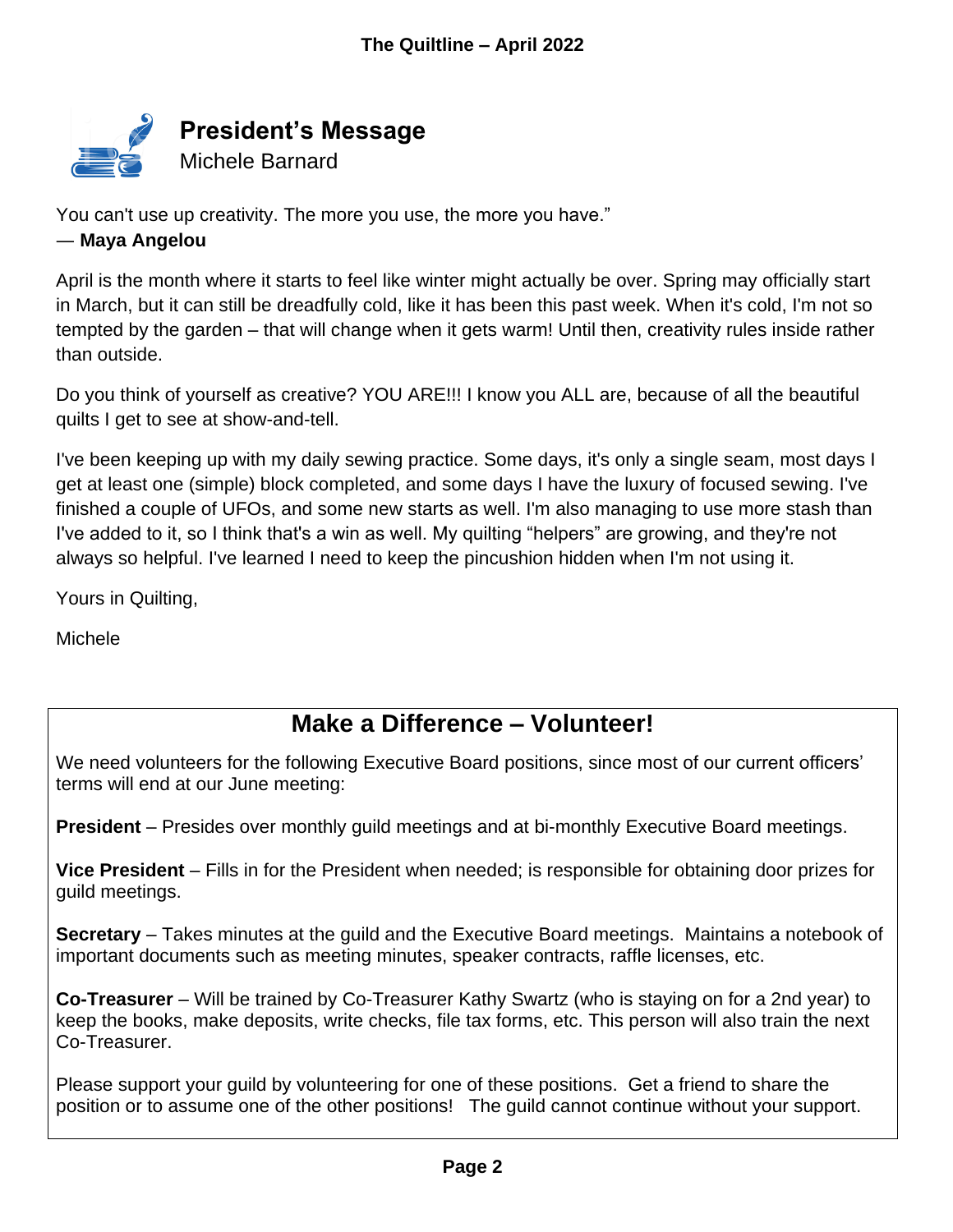## President's Message

Michele Barnard

You can't use up creativity. The more you use, the more you have."
— **Maya Angelou**

April is the month where it starts to feel like winter might actually be over. Spring may officially start in March, but it can still be dreadfully cold, like it has been this past week. When it's cold, I'm not so tempted by the garden – that will change when it gets warm! Until then, creativity rules inside rather than outside.

Do you think of yourself as creative? YOU ARE!!! I know you ALL are, because of all the beautiful quilts I get to see at show-and-tell.

I've been keeping up with my daily sewing practice. Some days, it's only a single seam, most days I get at least one (simple) block completed, and some days I have the luxury of focused sewing. I've finished a couple of UFOs, and some new starts as well. I'm also managing to use more stash than I've added to it, so I think that's a win as well. My quilting "helpers" are growing, and they're not always so helpful. I've learned I need to keep the pincushion hidden when I'm not using it.

Yours in Quilting,

Michele

## Make a Difference – Volunteer!

We need volunteers for the following Executive Board positions, since most of our current officers' terms will end at our June meeting:

**President** – Presides over monthly guild meetings and at bi-monthly Executive Board meetings.

**Vice President** – Fills in for the President when needed; is responsible for obtaining door prizes for guild meetings.

**Secretary** – Takes minutes at the guild and the Executive Board meetings. Maintains a notebook of important documents such as meeting minutes, speaker contracts, raffle licenses, etc.

**Co-Treasurer** – Will be trained by Co-Treasurer Kathy Swartz (who is staying on for a 2nd year) to keep the books, make deposits, write checks, file tax forms, etc. This person will also train the next Co-Treasurer.

Please support your guild by volunteering for one of these positions. Get a friend to share the position or to assume one of the other positions! The guild cannot continue without your support.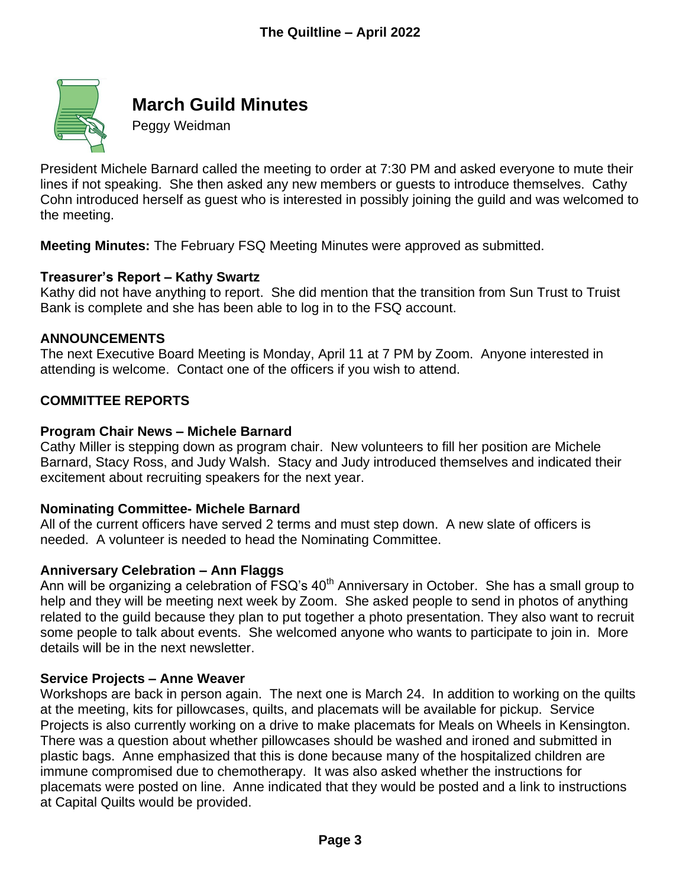# March Guild Minutes

Peggy Weidman

President Michele Barnard called the meeting to order at 7:30 PM and asked everyone to mute their lines if not speaking. She then asked any new members or guests to introduce themselves. Cathy Cohn introduced herself as guest who is interested in possibly joining the guild and was welcomed to the meeting.

**Meeting Minutes:** The February FSQ Meeting Minutes were approved as submitted.

### Treasurer's Report – Kathy Swartz

Kathy did not have anything to report. She did mention that the transition from Sun Trust to Truist Bank is complete and she has been able to log in to the FSQ account.

### ANNOUNCEMENTS

The next Executive Board Meeting is Monday, April 11 at 7 PM by Zoom. Anyone interested in attending is welcome. Contact one of the officers if you wish to attend.

### COMMITTEE REPORTS

### Program Chair News – Michele Barnard

Cathy Miller is stepping down as program chair. New volunteers to fill her position are Michele Barnard, Stacy Ross, and Judy Walsh. Stacy and Judy introduced themselves and indicated their excitement about recruiting speakers for the next year.

### Nominating Committee- Michele Barnard

All of the current officers have served 2 terms and must step down. A new slate of officers is needed. A volunteer is needed to head the Nominating Committee.

### Anniversary Celebration – Ann Flaggs

Ann will be organizing a celebration of FSQ's 40th Anniversary in October. She has a small group to help and they will be meeting next week by Zoom. She asked people to send in photos of anything related to the guild because they plan to put together a photo presentation. They also want to recruit some people to talk about events. She welcomed anyone who wants to participate to join in. More details will be in the next newsletter.

### Service Projects – Anne Weaver

Workshops are back in person again. The next one is March 24. In addition to working on the quilts at the meeting, kits for pillowcases, quilts, and placemats will be available for pickup. Service Projects is also currently working on a drive to make placemats for Meals on Wheels in Kensington. There was a question about whether pillowcases should be washed and ironed and submitted in plastic bags. Anne emphasized that this is done because many of the hospitalized children are immune compromised due to chemotherapy. It was also asked whether the instructions for placemats were posted on line. Anne indicated that they would be posted and a link to instructions at Capital Quilts would be provided.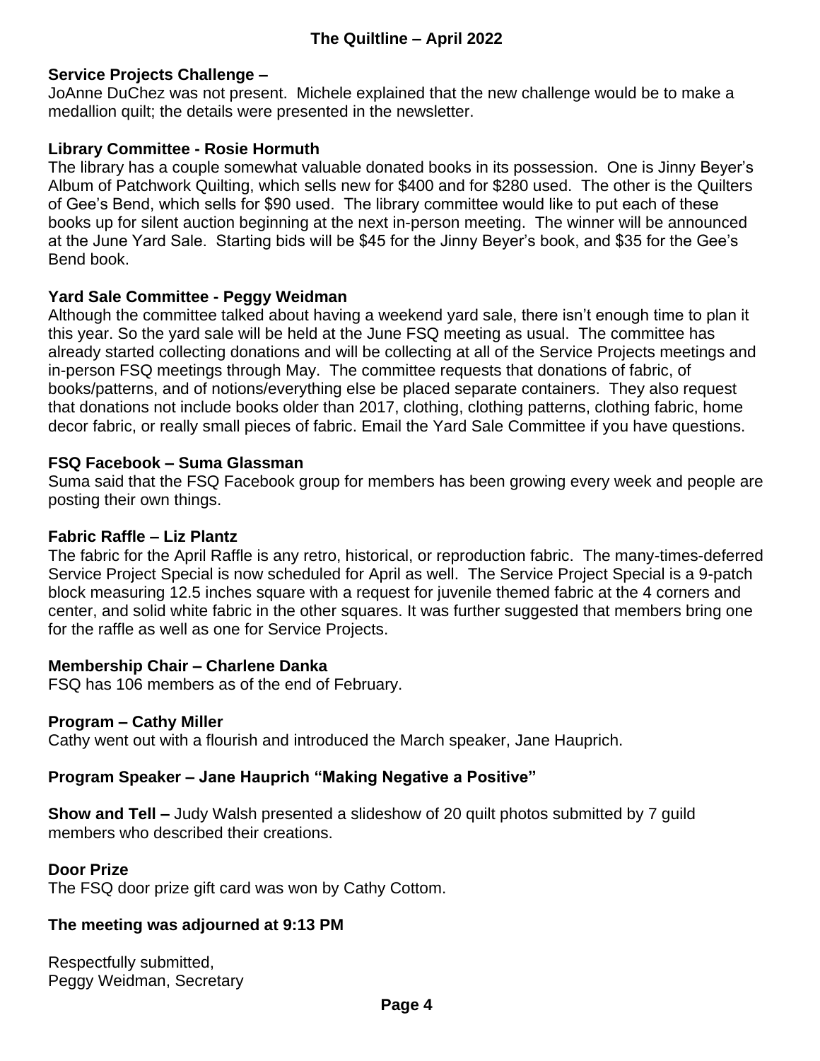**Service Projects Challenge –**
JoAnne DuChez was not present. Michele explained that the new challenge would be to make a medallion quilt; the details were presented in the newsletter.

**Library Committee - Rosie Hormuth**
The library has a couple somewhat valuable donated books in its possession. One is Jinny Beyer's Album of Patchwork Quilting, which sells new for $400 and for $280 used. The other is the Quilters of Gee's Bend, which sells for $90 used. The library committee would like to put each of these books up for silent auction beginning at the next in-person meeting. The winner will be announced at the June Yard Sale. Starting bids will be $45 for the Jinny Beyer's book, and $35 for the Gee's Bend book.

**Yard Sale Committee - Peggy Weidman**
Although the committee talked about having a weekend yard sale, there isn't enough time to plan it this year. So the yard sale will be held at the June FSQ meeting as usual. The committee has already started collecting donations and will be collecting at all of the Service Projects meetings and in-person FSQ meetings through May. The committee requests that donations of fabric, of books/patterns, and of notions/everything else be placed separate containers. They also request that donations not include books older than 2017, clothing, clothing patterns, clothing fabric, home decor fabric, or really small pieces of fabric. Email the Yard Sale Committee if you have questions.

**FSQ Facebook – Suma Glassman**
Suma said that the FSQ Facebook group for members has been growing every week and people are posting their own things.

**Fabric Raffle – Liz Plantz**
The fabric for the April Raffle is any retro, historical, or reproduction fabric. The many-times-deferred Service Project Special is now scheduled for April as well. The Service Project Special is a 9-patch block measuring 12.5 inches square with a request for juvenile themed fabric at the 4 corners and center, and solid white fabric in the other squares. It was further suggested that members bring one for the raffle as well as one for Service Projects.

**Membership Chair – Charlene Danka**
FSQ has 106 members as of the end of February.

**Program – Cathy Miller**
Cathy went out with a flourish and introduced the March speaker, Jane Hauprich.

**Program Speaker – Jane Hauprich "Making Negative a Positive"**

**Show and Tell –** Judy Walsh presented a slideshow of 20 quilt photos submitted by 7 guild members who described their creations.

**Door Prize**
The FSQ door prize gift card was won by Cathy Cottom.

**The meeting was adjourned at 9:13 PM**

Respectfully submitted,
Peggy Weidman, Secretary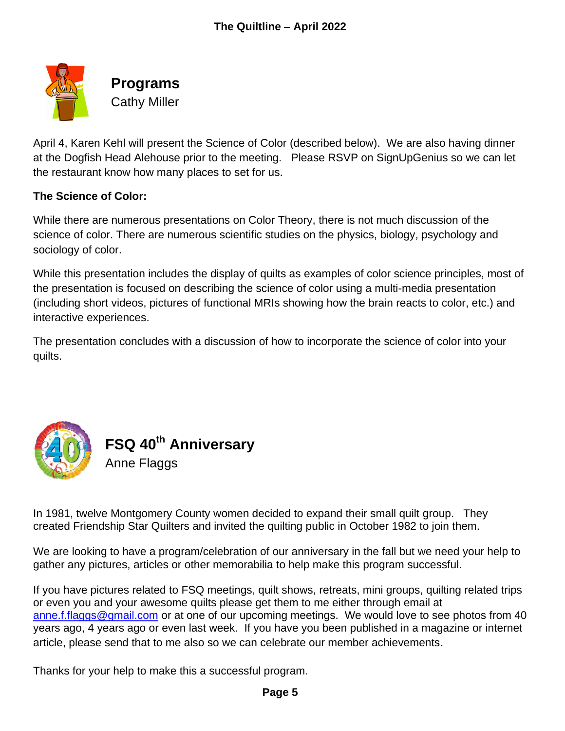## Programs

Cathy Miller

April 4, Karen Kehl will present the Science of Color (described below). We are also having dinner at the Dogfish Head Alehouse prior to the meeting. Please RSVP on SignUpGenius so we can let the restaurant know how many places to set for us.

**The Science of Color:**

While there are numerous presentations on Color Theory, there is not much discussion of the science of color. There are numerous scientific studies on the physics, biology, psychology and sociology of color.

While this presentation includes the display of quilts as examples of color science principles, most of the presentation is focused on describing the science of color using a multi-media presentation (including short videos, pictures of functional MRIs showing how the brain reacts to color, etc.) and interactive experiences.

The presentation concludes with a discussion of how to incorporate the science of color into your quilts.

## FSQ 40th Anniversary

Anne Flaggs

In 1981, twelve Montgomery County women decided to expand their small quilt group. They created Friendship Star Quilters and invited the quilting public in October 1982 to join them.

We are looking to have a program/celebration of our anniversary in the fall but we need your help to gather any pictures, articles or other memorabilia to help make this program successful.

If you have pictures related to FSQ meetings, quilt shows, retreats, mini groups, quilting related trips or even you and your awesome quilts please get them to me either through email at anne.f.flaggs@gmail.com or at one of our upcoming meetings. We would love to see photos from 40 years ago, 4 years ago or even last week. If you have you been published in a magazine or internet article, please send that to me also so we can celebrate our member achievements.

Thanks for your help to make this a successful program.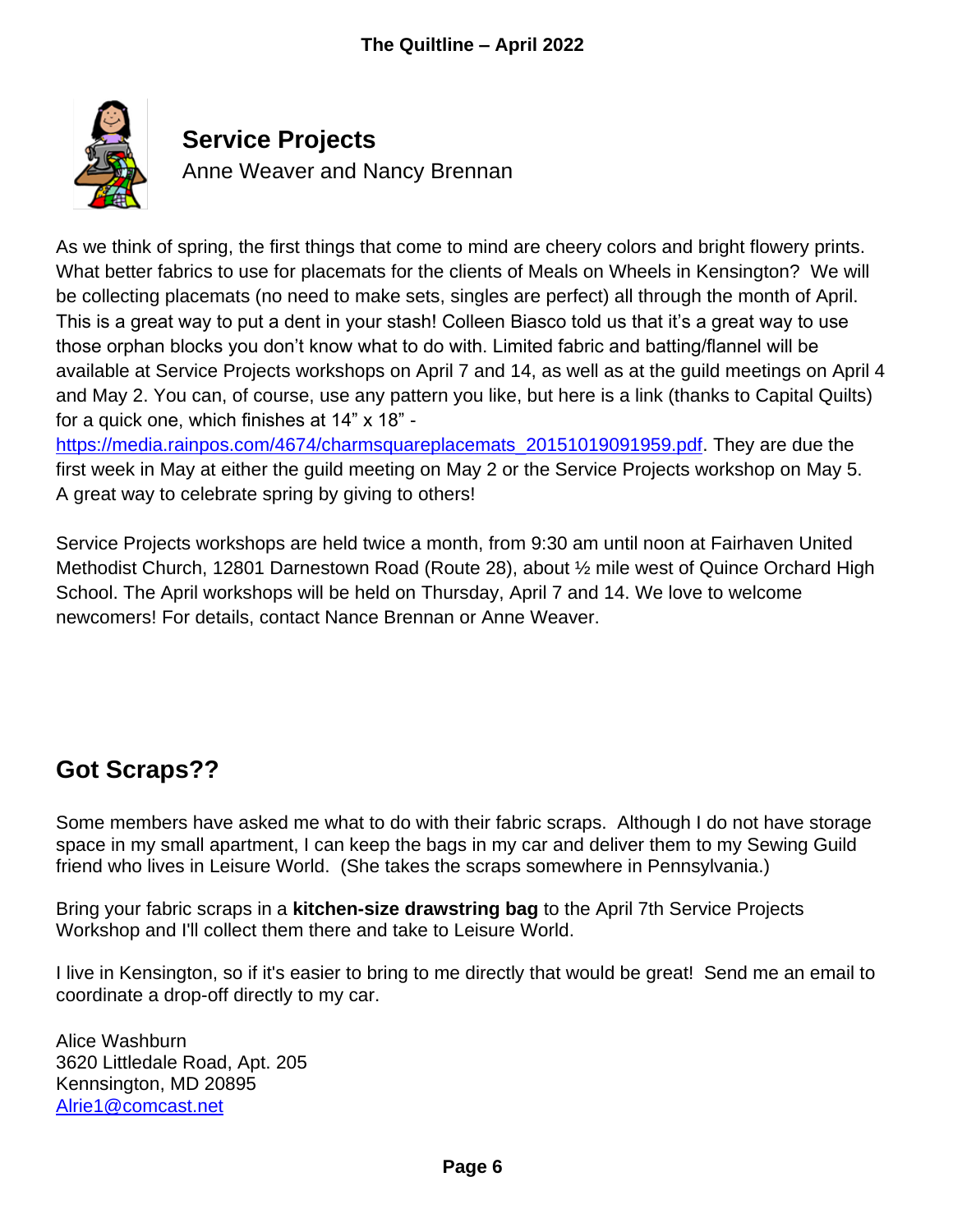## Service Projects

Anne Weaver and Nancy Brennan

As we think of spring, the first things that come to mind are cheery colors and bright flowery prints. What better fabrics to use for placemats for the clients of Meals on Wheels in Kensington? We will be collecting placemats (no need to make sets, singles are perfect) all through the month of April. This is a great way to put a dent in your stash! Colleen Biasco told us that it's a great way to use those orphan blocks you don't know what to do with. Limited fabric and batting/flannel will be available at Service Projects workshops on April 7 and 14, as well as at the guild meetings on April 4 and May 2. You can, of course, use any pattern you like, but here is a link (thanks to Capital Quilts) for a quick one, which finishes at 14" x 18" - https://media.rainpos.com/4674/charmsquareplacemats_20151019091959.pdf. They are due the first week in May at either the guild meeting on May 2 or the Service Projects workshop on May 5. A great way to celebrate spring by giving to others!

Service Projects workshops are held twice a month, from 9:30 am until noon at Fairhaven United Methodist Church, 12801 Darnestown Road (Route 28), about ½ mile west of Quince Orchard High School. The April workshops will be held on Thursday, April 7 and 14. We love to welcome newcomers! For details, contact Nance Brennan or Anne Weaver.

## Got Scraps??

Some members have asked me what to do with their fabric scraps. Although I do not have storage space in my small apartment, I can keep the bags in my car and deliver them to my Sewing Guild friend who lives in Leisure World. (She takes the scraps somewhere in Pennsylvania.)

Bring your fabric scraps in a **kitchen-size drawstring bag** to the April 7th Service Projects Workshop and I'll collect them there and take to Leisure World.

I live in Kensington, so if it's easier to bring to me directly that would be great! Send me an email to coordinate a drop-off directly to my car.

Alice Washburn
3620 Littledale Road, Apt. 205
Kennsington, MD 20895
Alrie1@comcast.net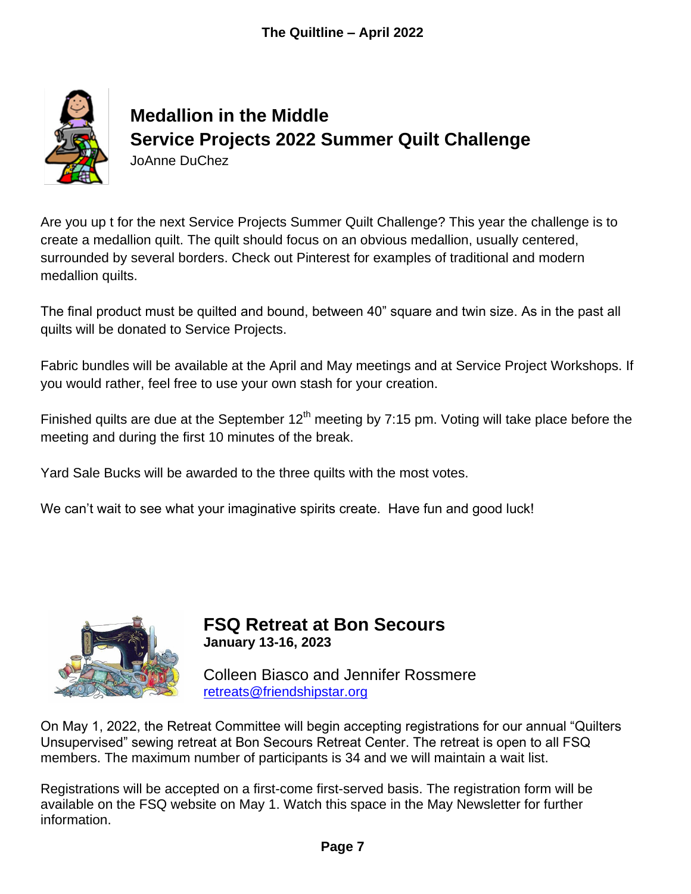## Medallion in the Middle
## Service Projects 2022 Summer Quilt Challenge

JoAnne DuChez

Are you up t for the next Service Projects Summer Quilt Challenge? This year the challenge is to create a medallion quilt. The quilt should focus on an obvious medallion, usually centered, surrounded by several borders. Check out Pinterest for examples of traditional and modern medallion quilts.

The final product must be quilted and bound, between 40" square and twin size. As in the past all quilts will be donated to Service Projects.

Fabric bundles will be available at the April and May meetings and at Service Project Workshops. If you would rather, feel free to use your own stash for your creation.

Finished quilts are due at the September 12th meeting by 7:15 pm. Voting will take place before the meeting and during the first 10 minutes of the break.

Yard Sale Bucks will be awarded to the three quilts with the most votes.

We can't wait to see what your imaginative spirits create. Have fun and good luck!

## FSQ Retreat at Bon Secours

**January 13-16, 2023**

Colleen Biasco and Jennifer Rossmere
retreats@friendshipstar.org

On May 1, 2022, the Retreat Committee will begin accepting registrations for our annual "Quilters Unsupervised" sewing retreat at Bon Secours Retreat Center. The retreat is open to all FSQ members. The maximum number of participants is 34 and we will maintain a wait list.

Registrations will be accepted on a first-come first-served basis. The registration form will be available on the FSQ website on May 1. Watch this space in the May Newsletter for further information.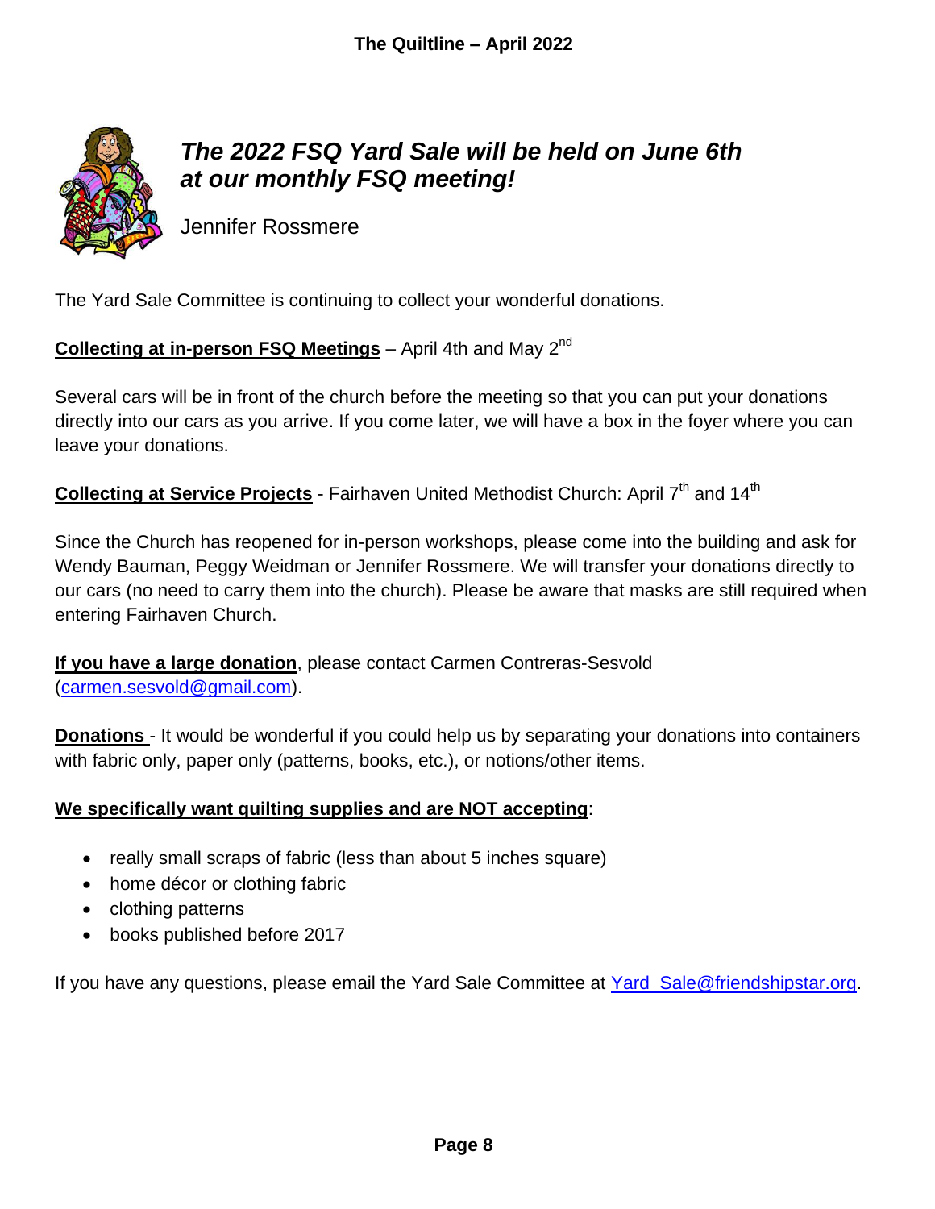## *The 2022 FSQ Yard Sale will be held on June 6th at our monthly FSQ meeting!*

Jennifer Rossmere

The Yard Sale Committee is continuing to collect your wonderful donations.

**Collecting at in-person FSQ Meetings** – April 4th and May 2nd

Several cars will be in front of the church before the meeting so that you can put your donations directly into our cars as you arrive. If you come later, we will have a box in the foyer where you can leave your donations.

**Collecting at Service Projects** - Fairhaven United Methodist Church: April 7th and 14th

Since the Church has reopened for in-person workshops, please come into the building and ask for Wendy Bauman, Peggy Weidman or Jennifer Rossmere. We will transfer your donations directly to our cars (no need to carry them into the church). Please be aware that masks are still required when entering Fairhaven Church.

**If you have a large donation**, please contact Carmen Contreras-Sesvold (carmen.sesvold@gmail.com).

**Donations** - It would be wonderful if you could help us by separating your donations into containers with fabric only, paper only (patterns, books, etc.), or notions/other items.

**We specifically want quilting supplies and are NOT accepting**:

- really small scraps of fabric (less than about 5 inches square)
- home décor or clothing fabric
- clothing patterns
- books published before 2017

If you have any questions, please email the Yard Sale Committee at Yard_Sale@friendshipstar.org.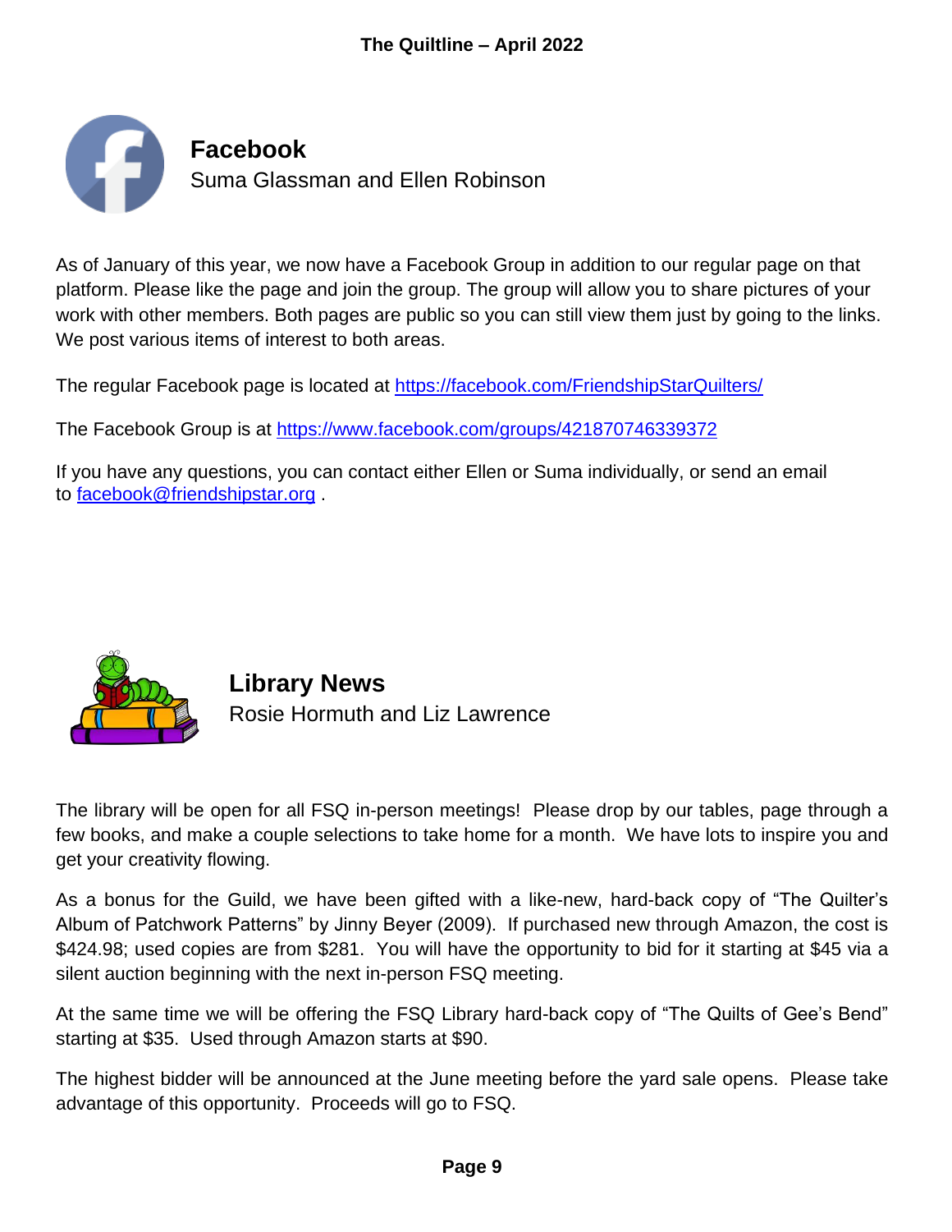## Facebook

Suma Glassman and Ellen Robinson

As of January of this year, we now have a Facebook Group in addition to our regular page on that platform. Please like the page and join the group. The group will allow you to share pictures of your work with other members. Both pages are public so you can still view them just by going to the links. We post various items of interest to both areas.

The regular Facebook page is located at https://facebook.com/FriendshipStarQuilters/

The Facebook Group is at https://www.facebook.com/groups/421870746339372

If you have any questions, you can contact either Ellen or Suma individually, or send an email to facebook@friendshipstar.org .

## Library News

Rosie Hormuth and Liz Lawrence

The library will be open for all FSQ in-person meetings! Please drop by our tables, page through a few books, and make a couple selections to take home for a month. We have lots to inspire you and get your creativity flowing.

As a bonus for the Guild, we have been gifted with a like-new, hard-back copy of "The Quilter's Album of Patchwork Patterns" by Jinny Beyer (2009). If purchased new through Amazon, the cost is $424.98; used copies are from $281. You will have the opportunity to bid for it starting at $45 via a silent auction beginning with the next in-person FSQ meeting.

At the same time we will be offering the FSQ Library hard-back copy of "The Quilts of Gee's Bend" starting at $35. Used through Amazon starts at $90.

The highest bidder will be announced at the June meeting before the yard sale opens. Please take advantage of this opportunity. Proceeds will go to FSQ.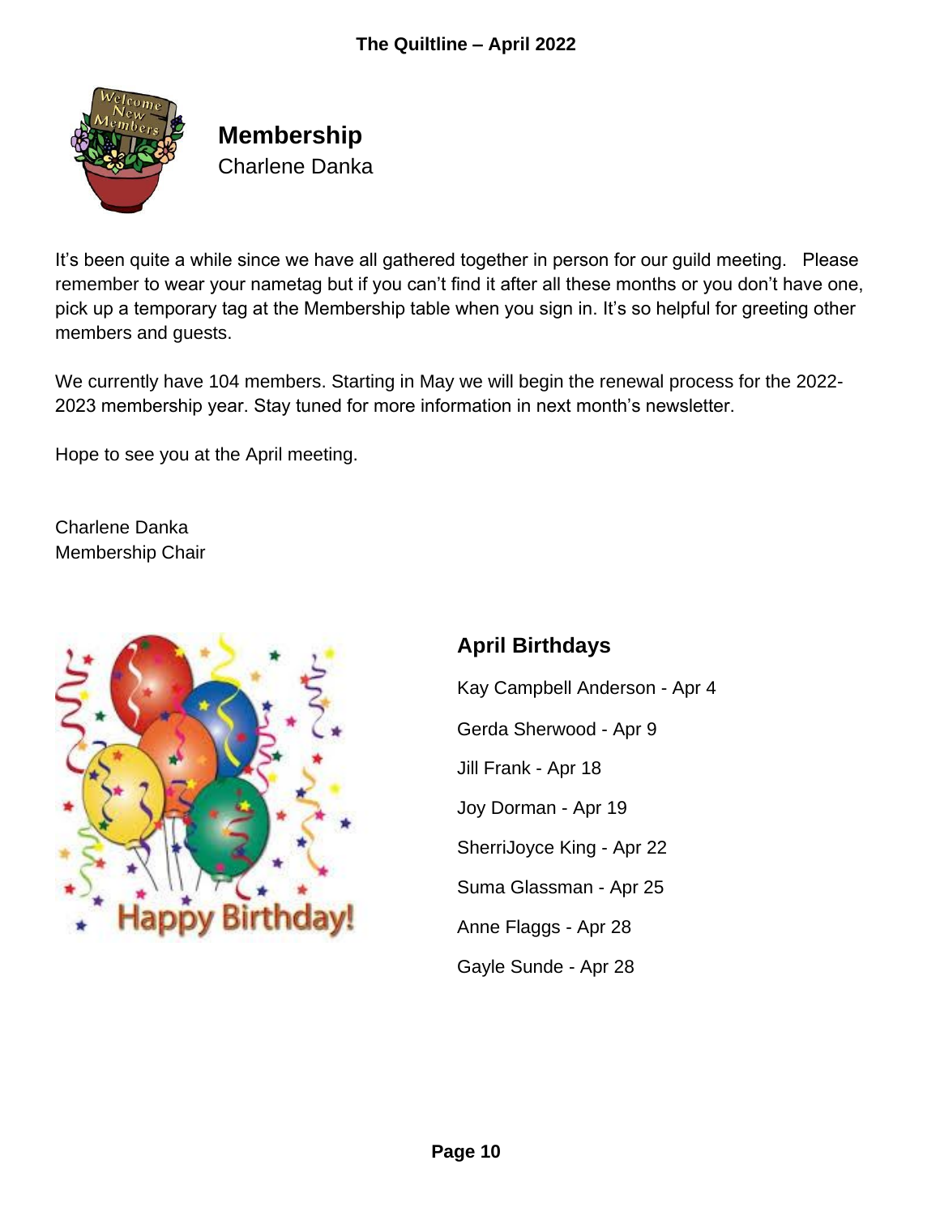## Membership

Charlene Danka

It's been quite a while since we have all gathered together in person for our guild meeting. Please remember to wear your nametag but if you can't find it after all these months or you don't have one, pick up a temporary tag at the Membership table when you sign in. It's so helpful for greeting other members and guests.

We currently have 104 members. Starting in May we will begin the renewal process for the 2022-2023 membership year. Stay tuned for more information in next month's newsletter.

Hope to see you at the April meeting.

Charlene Danka
Membership Chair

### April Birthdays

Kay Campbell Anderson - Apr 4

Gerda Sherwood - Apr 9

Jill Frank - Apr 18

Joy Dorman - Apr 19

SherriJoyce King - Apr 22

Suma Glassman - Apr 25

Anne Flaggs - Apr 28

Gayle Sunde - Apr 28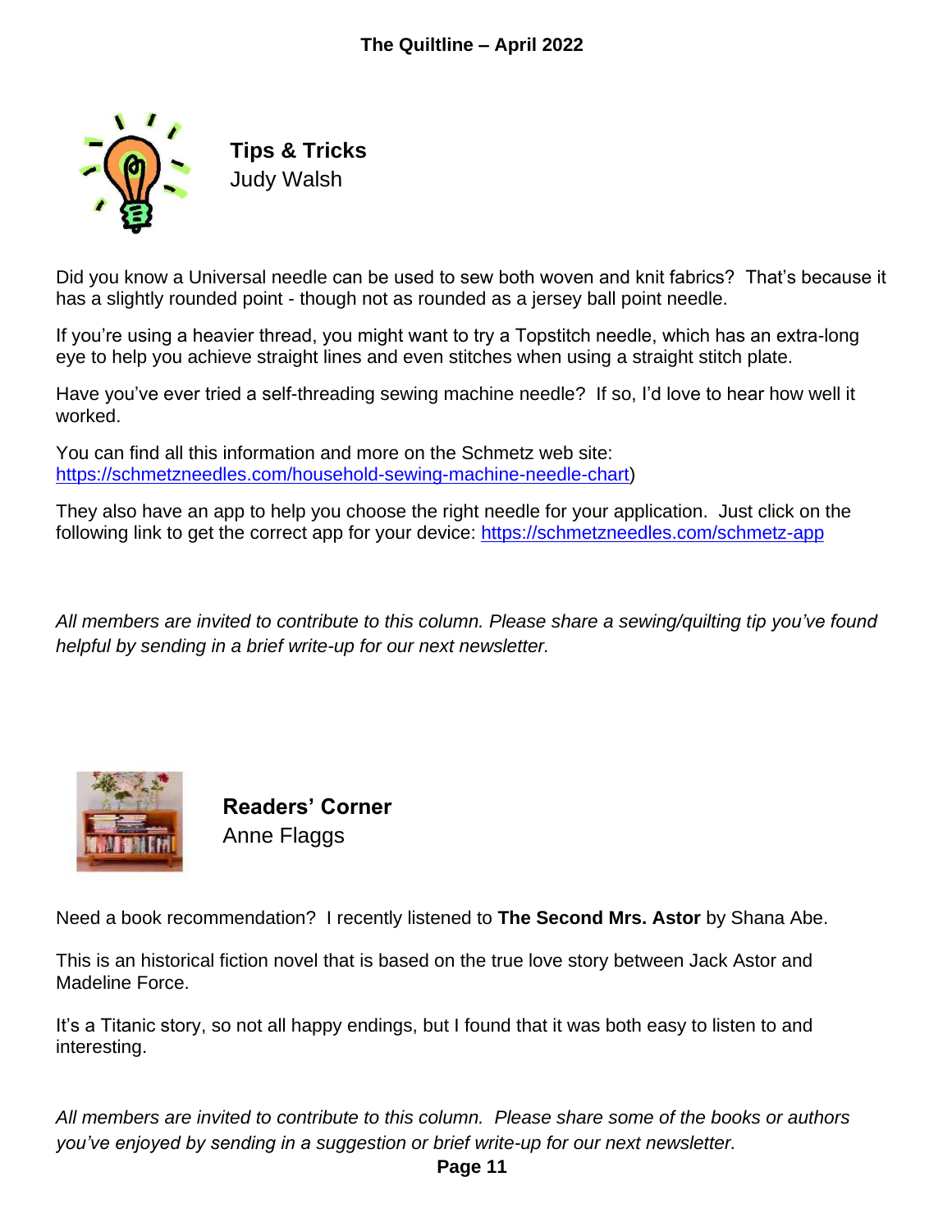## Tips & Tricks

Judy Walsh

Did you know a Universal needle can be used to sew both woven and knit fabrics? That's because it has a slightly rounded point - though not as rounded as a jersey ball point needle.

If you're using a heavier thread, you might want to try a Topstitch needle, which has an extra-long eye to help you achieve straight lines and even stitches when using a straight stitch plate.

Have you've ever tried a self-threading sewing machine needle? If so, I'd love to hear how well it worked.

You can find all this information and more on the Schmetz web site: https://schmetzneedles.com/household-sewing-machine-needle-chart)

They also have an app to help you choose the right needle for your application. Just click on the following link to get the correct app for your device: https://schmetzneedles.com/schmetz-app

*All members are invited to contribute to this column. Please share a sewing/quilting tip you've found helpful by sending in a brief write-up for our next newsletter.*

## Readers' Corner

Anne Flaggs

Need a book recommendation? I recently listened to **The Second Mrs. Astor** by Shana Abe.

This is an historical fiction novel that is based on the true love story between Jack Astor and Madeline Force.

It's a Titanic story, so not all happy endings, but I found that it was both easy to listen to and interesting.

*All members are invited to contribute to this column. Please share some of the books or authors you've enjoyed by sending in a suggestion or brief write-up for our next newsletter.*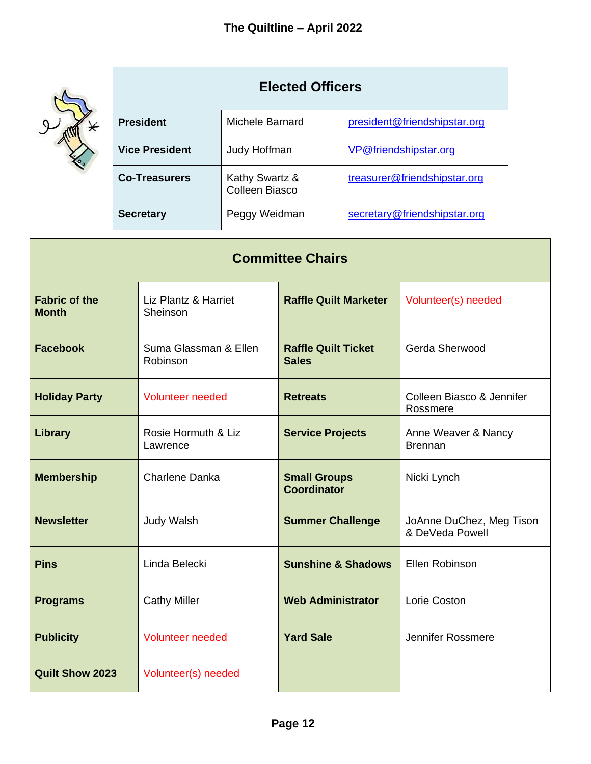## Elected Officers

| | | |
|---|---|---|
| **President** | Michele Barnard | president@friendshipstar.org |
| **Vice President** | Judy Hoffman | VP@friendshipstar.org |
| **Co-Treasurers** | Kathy Swartz & Colleen Biasco | treasurer@friendshipstar.org |
| **Secretary** | Peggy Weidman | secretary@friendshipstar.org |

## Committee Chairs

| | | | |
|---|---|---|---|
| **Fabric of the Month** | Liz Plantz & Harriet Sheinson | **Raffle Quilt Marketer** | Volunteer(s) needed |
| **Facebook** | Suma Glassman & Ellen Robinson | **Raffle Quilt Ticket Sales** | Gerda Sherwood |
| **Holiday Party** | Volunteer needed | **Retreats** | Colleen Biasco & Jennifer Rossmere |
| **Library** | Rosie Hormuth & Liz Lawrence | **Service Projects** | Anne Weaver & Nancy Brennan |
| **Membership** | Charlene Danka | **Small Groups Coordinator** | Nicki Lynch |
| **Newsletter** | Judy Walsh | **Summer Challenge** | JoAnne DuChez, Meg Tison & DeVeda Powell |
| **Pins** | Linda Belecki | **Sunshine & Shadows** | Ellen Robinson |
| **Programs** | Cathy Miller | **Web Administrator** | Lorie Coston |
| **Publicity** | Volunteer needed | **Yard Sale** | Jennifer Rossmere |
| **Quilt Show 2023** | Volunteer(s) needed | | |